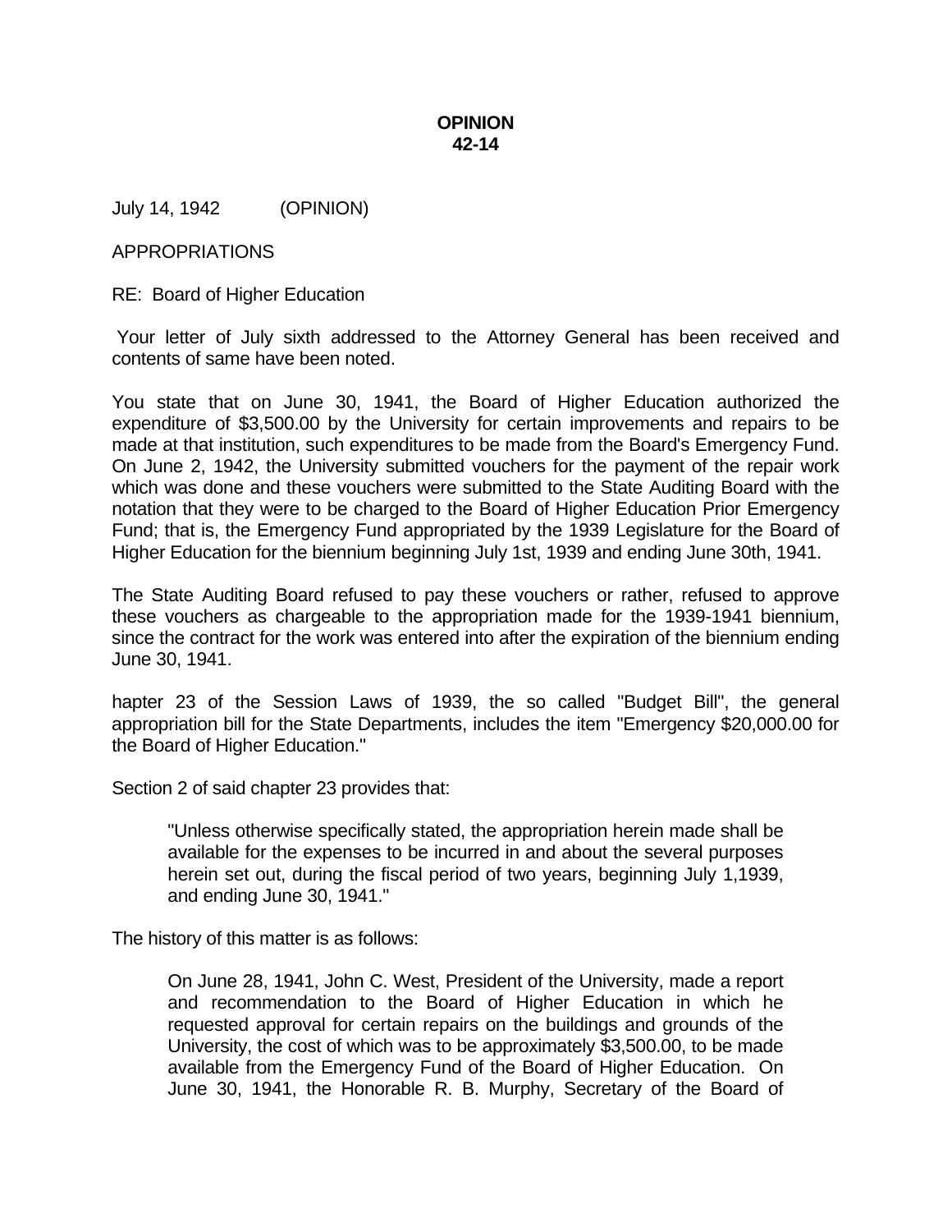**OPINION**
**42-14**

July 14, 1942 (OPINION)

APPROPRIATIONS

RE: Board of Higher Education

Your letter of July sixth addressed to the Attorney General has been received and contents of same have been noted.

You state that on June 30, 1941, the Board of Higher Education authorized the expenditure of $3,500.00 by the University for certain improvements and repairs to be made at that institution, such expenditures to be made from the Board's Emergency Fund. On June 2, 1942, the University submitted vouchers for the payment of the repair work which was done and these vouchers were submitted to the State Auditing Board with the notation that they were to be charged to the Board of Higher Education Prior Emergency Fund; that is, the Emergency Fund appropriated by the 1939 Legislature for the Board of Higher Education for the biennium beginning July 1st, 1939 and ending June 30th, 1941.

The State Auditing Board refused to pay these vouchers or rather, refused to approve these vouchers as chargeable to the appropriation made for the 1939-1941 biennium, since the contract for the work was entered into after the expiration of the biennium ending June 30, 1941.

hapter 23 of the Session Laws of 1939, the so called "Budget Bill", the general appropriation bill for the State Departments, includes the item "Emergency $20,000.00 for the Board of Higher Education."

Section 2 of said chapter 23 provides that:

> "Unless otherwise specifically stated, the appropriation herein made shall be available for the expenses to be incurred in and about the several purposes herein set out, during the fiscal period of two years, beginning July 1,1939, and ending June 30, 1941."

The history of this matter is as follows:

> On June 28, 1941, John C. West, President of the University, made a report and recommendation to the Board of Higher Education in which he requested approval for certain repairs on the buildings and grounds of the University, the cost of which was to be approximately $3,500.00, to be made available from the Emergency Fund of the Board of Higher Education. On June 30, 1941, the Honorable R. B. Murphy, Secretary of the Board of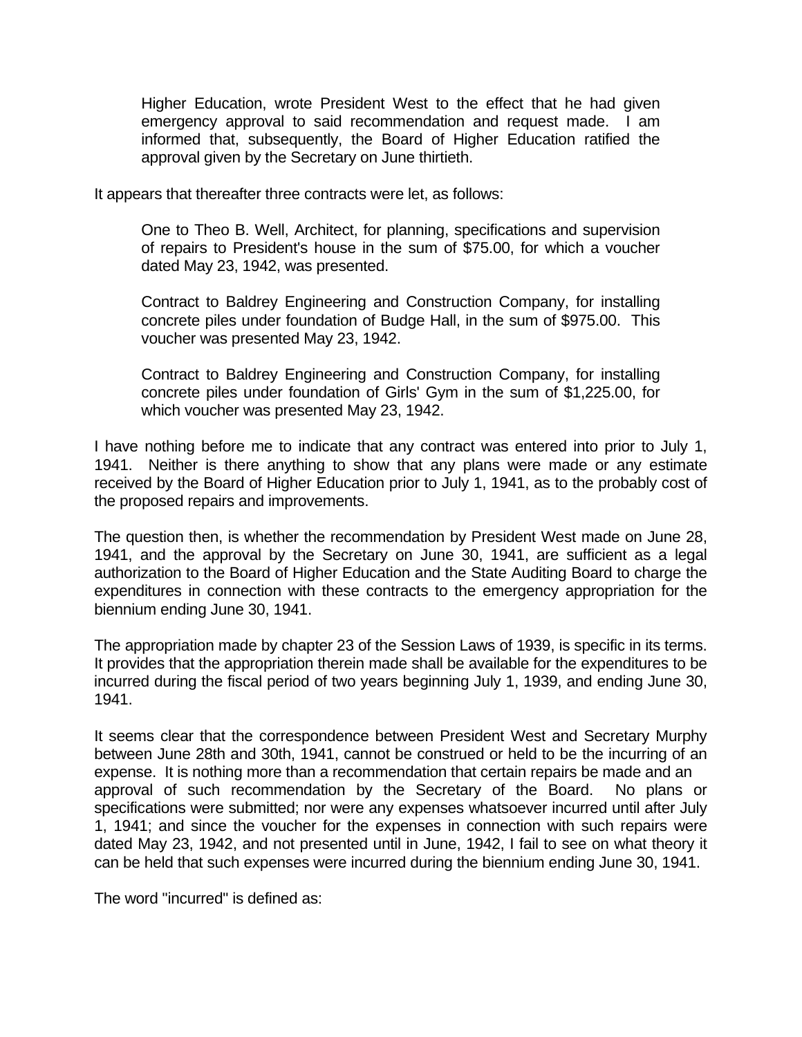> Higher Education, wrote President West to the effect that he had given emergency approval to said recommendation and request made. I am informed that, subsequently, the Board of Higher Education ratified the approval given by the Secretary on June thirtieth.

It appears that thereafter three contracts were let, as follows:

> One to Theo B. Well, Architect, for planning, specifications and supervision of repairs to President's house in the sum of $75.00, for which a voucher dated May 23, 1942, was presented.
>
> Contract to Baldrey Engineering and Construction Company, for installing concrete piles under foundation of Budge Hall, in the sum of $975.00. This voucher was presented May 23, 1942.
>
> Contract to Baldrey Engineering and Construction Company, for installing concrete piles under foundation of Girls' Gym in the sum of $1,225.00, for which voucher was presented May 23, 1942.

I have nothing before me to indicate that any contract was entered into prior to July 1, 1941. Neither is there anything to show that any plans were made or any estimate received by the Board of Higher Education prior to July 1, 1941, as to the probably cost of the proposed repairs and improvements.

The question then, is whether the recommendation by President West made on June 28, 1941, and the approval by the Secretary on June 30, 1941, are sufficient as a legal authorization to the Board of Higher Education and the State Auditing Board to charge the expenditures in connection with these contracts to the emergency appropriation for the biennium ending June 30, 1941.

The appropriation made by chapter 23 of the Session Laws of 1939, is specific in its terms. It provides that the appropriation therein made shall be available for the expenditures to be incurred during the fiscal period of two years beginning July 1, 1939, and ending June 30, 1941.

It seems clear that the correspondence between President West and Secretary Murphy between June 28th and 30th, 1941, cannot be construed or held to be the incurring of an expense. It is nothing more than a recommendation that certain repairs be made and an approval of such recommendation by the Secretary of the Board. No plans or specifications were submitted; nor were any expenses whatsoever incurred until after July 1, 1941; and since the voucher for the expenses in connection with such repairs were dated May 23, 1942, and not presented until in June, 1942, I fail to see on what theory it can be held that such expenses were incurred during the biennium ending June 30, 1941.

The word "incurred" is defined as: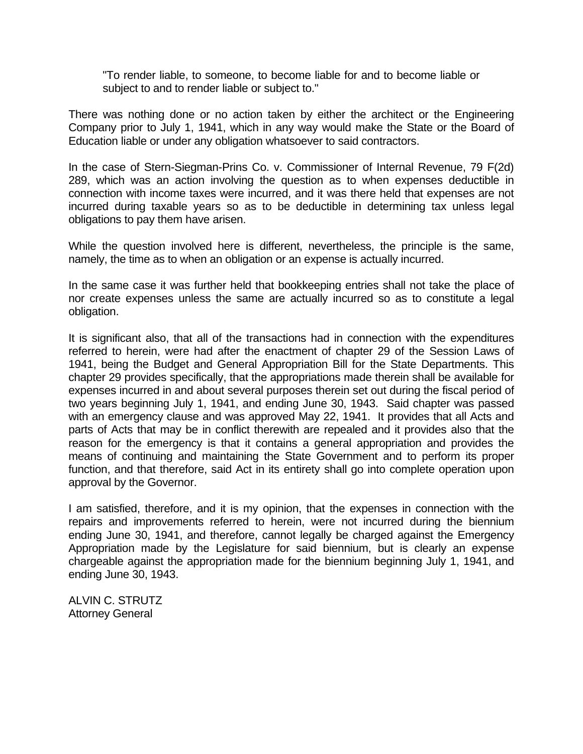> "To render liable, to someone, to become liable for and to become liable or subject to and to render liable or subject to."

There was nothing done or no action taken by either the architect or the Engineering Company prior to July 1, 1941, which in any way would make the State or the Board of Education liable or under any obligation whatsoever to said contractors.

In the case of Stern-Siegman-Prins Co. v. Commissioner of Internal Revenue, 79 F(2d) 289, which was an action involving the question as to when expenses deductible in connection with income taxes were incurred, and it was there held that expenses are not incurred during taxable years so as to be deductible in determining tax unless legal obligations to pay them have arisen.

While the question involved here is different, nevertheless, the principle is the same, namely, the time as to when an obligation or an expense is actually incurred.

In the same case it was further held that bookkeeping entries shall not take the place of nor create expenses unless the same are actually incurred so as to constitute a legal obligation.

It is significant also, that all of the transactions had in connection with the expenditures referred to herein, were had after the enactment of chapter 29 of the Session Laws of 1941, being the Budget and General Appropriation Bill for the State Departments. This chapter 29 provides specifically, that the appropriations made therein shall be available for expenses incurred in and about several purposes therein set out during the fiscal period of two years beginning July 1, 1941, and ending June 30, 1943. Said chapter was passed with an emergency clause and was approved May 22, 1941. It provides that all Acts and parts of Acts that may be in conflict therewith are repealed and it provides also that the reason for the emergency is that it contains a general appropriation and provides the means of continuing and maintaining the State Government and to perform its proper function, and that therefore, said Act in its entirety shall go into complete operation upon approval by the Governor.

I am satisfied, therefore, and it is my opinion, that the expenses in connection with the repairs and improvements referred to herein, were not incurred during the biennium ending June 30, 1941, and therefore, cannot legally be charged against the Emergency Appropriation made by the Legislature for said biennium, but is clearly an expense chargeable against the appropriation made for the biennium beginning July 1, 1941, and ending June 30, 1943.

ALVIN C. STRUTZ
Attorney General